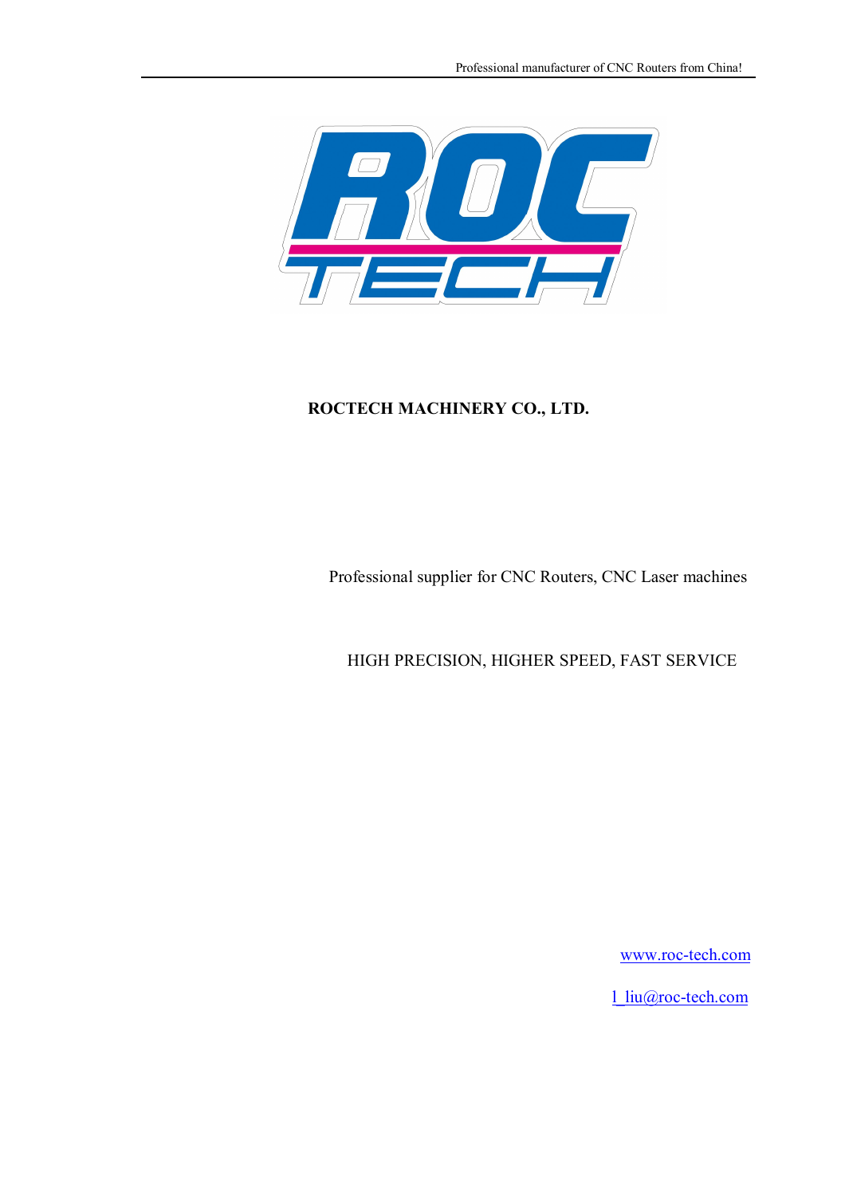# ROCTECH MACHINERY CO., LTD.

Professional supplier for CNC Routers, CNC Laser machines

HIGH PRECISION, HIGHER SPEED, FAST SERVICE

www.roc-tech.com

l_liu@roc-tech.com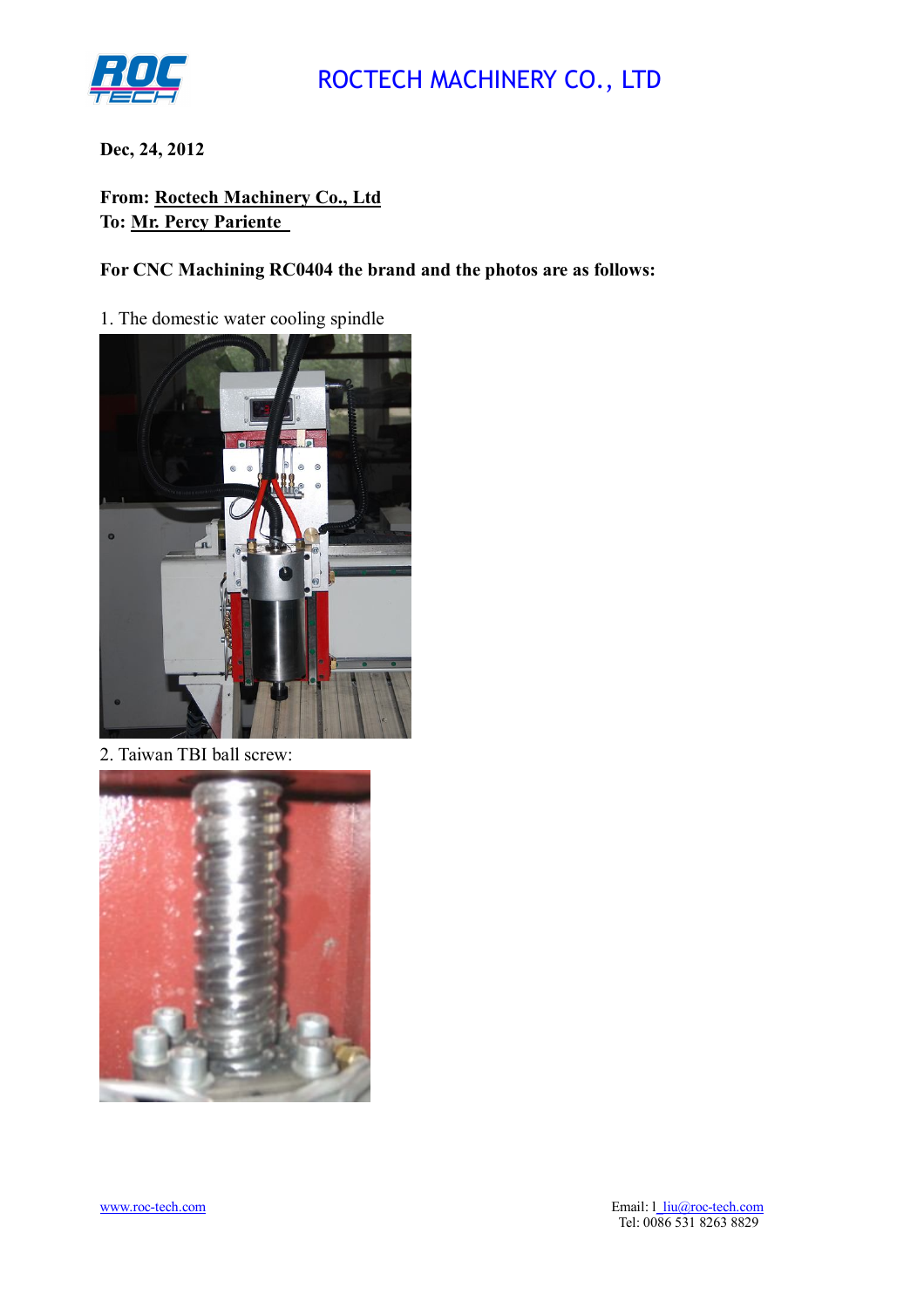Dec, 24, 2012

**From: Roctech Machinery Co., Ltd**
**To: Mr. Percy Pariente**

**For CNC Machining RC0404 the brand and the photos are as follows:**

1. The domestic water cooling spindle

2. Taiwan TBI ball screw: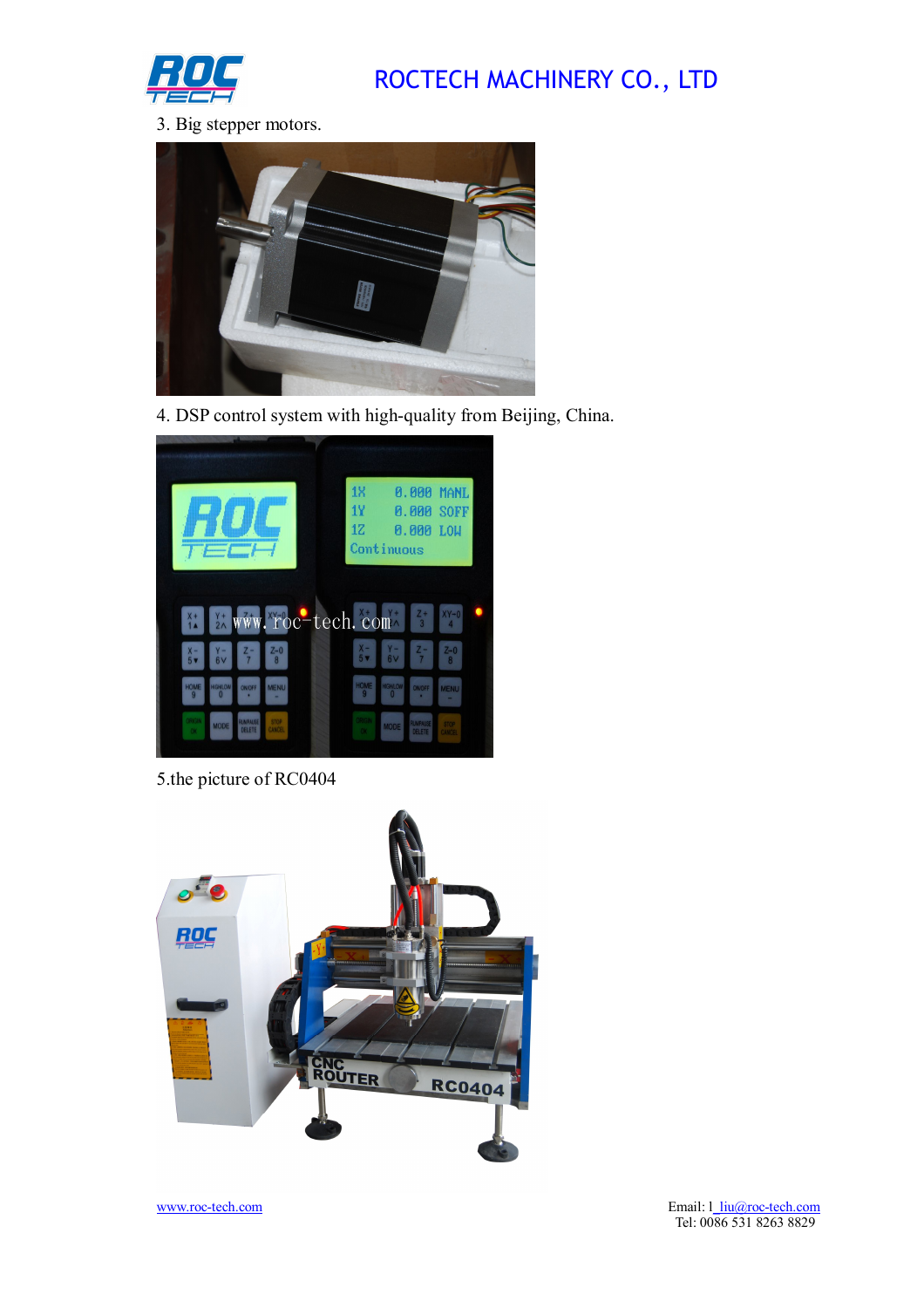3. Big stepper motors.

4. DSP control system with high-quality from Beijing, China.

5.the picture of RC0404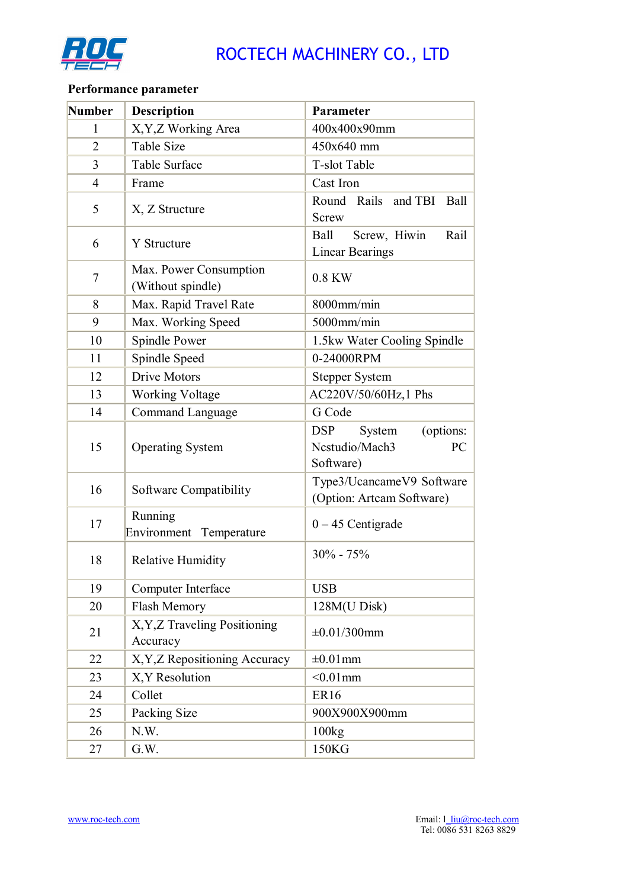## ROCTECH MACHINERY CO., LTD

**Performance parameter**

| Number | Description | Parameter |
|---|---|---|
| 1 | X,Y,Z Working Area | 400x400x90mm |
| 2 | Table Size | 450x640 mm |
| 3 | Table Surface | T-slot Table |
| 4 | Frame | Cast Iron |
| 5 | X, Z Structure | Round Rails and TBI Ball Screw |
| 6 | Y Structure | Ball Screw, Hiwin Rail Linear Bearings |
| 7 | Max. Power Consumption (Without spindle) | 0.8 KW |
| 8 | Max. Rapid Travel Rate | 8000mm/min |
| 9 | Max. Working Speed | 5000mm/min |
| 10 | Spindle Power | 1.5kw Water Cooling Spindle |
| 11 | Spindle Speed | 0-24000RPM |
| 12 | Drive Motors | Stepper System |
| 13 | Working Voltage | AC220V/50/60Hz,1 Phs |
| 14 | Command Language | G Code |
| 15 | Operating System | DSP System (options: Ncstudio/Mach3 PC Software) |
| 16 | Software Compatibility | Type3/UcancameV9 Software (Option: Artcam Software) |
| 17 | Running Environment Temperature | 0 – 45 Centigrade |
| 18 | Relative Humidity | 30% - 75% |
| 19 | Computer Interface | USB |
| 20 | Flash Memory | 128M(U Disk) |
| 21 | X,Y,Z Traveling Positioning Accuracy | ±0.01/300mm |
| 22 | X,Y,Z Repositioning Accuracy | ±0.01mm |
| 23 | X,Y Resolution | <0.01mm |
| 24 | Collet | ER16 |
| 25 | Packing Size | 900X900X900mm |
| 26 | N.W. | 100kg |
| 27 | G.W. | 150KG |

www.roc-tech.com

Email: l_liu@roc-tech.com
Tel: 0086 531 8263 8829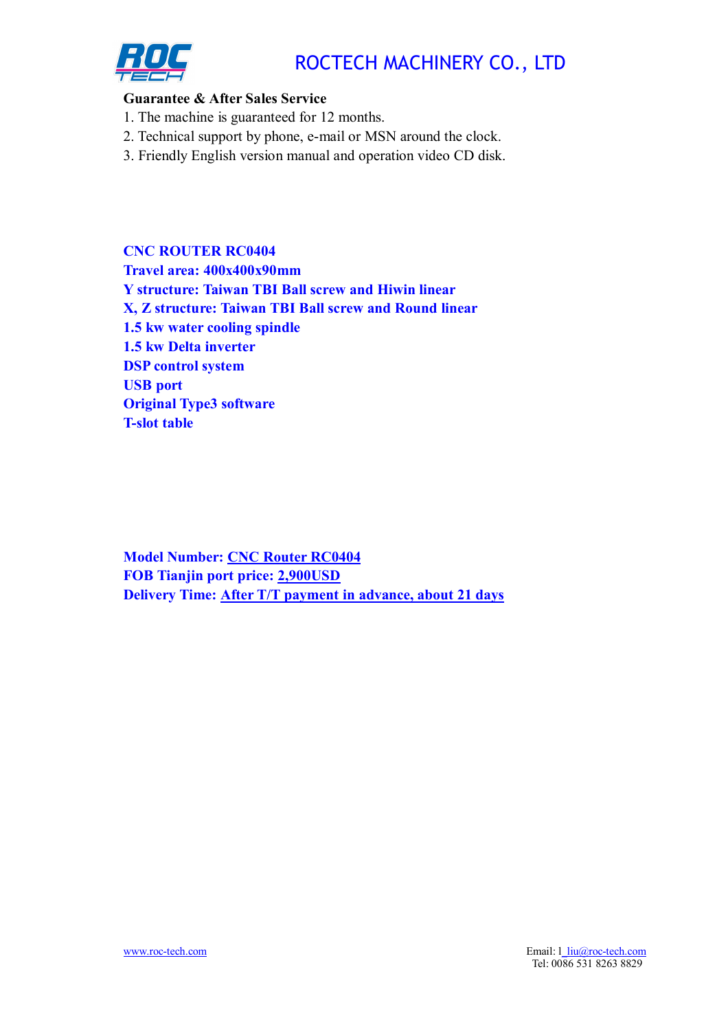**Guarantee & After Sales Service**

1. The machine is guaranteed for 12 months.
2. Technical support by phone, e-mail or MSN around the clock.
3. Friendly English version manual and operation video CD disk.

**CNC ROUTER RC0404**
**Travel area: 400x400x90mm**
**Y structure: Taiwan TBI Ball screw and Hiwin linear**
**X, Z structure: Taiwan TBI Ball screw and Round linear**
**1.5 kw water cooling spindle**
**1.5 kw Delta inverter**
**DSP control system**
**USB port**
**Original Type3 software**
**T-slot table**

**Model Number: CNC Router RC0404**
**FOB Tianjin port price: 2,900USD**
**Delivery Time: After T/T payment in advance, about 21 days**

www.roc-tech.com

Email: l_liu@roc-tech.com
Tel: 0086 531 8263 8829